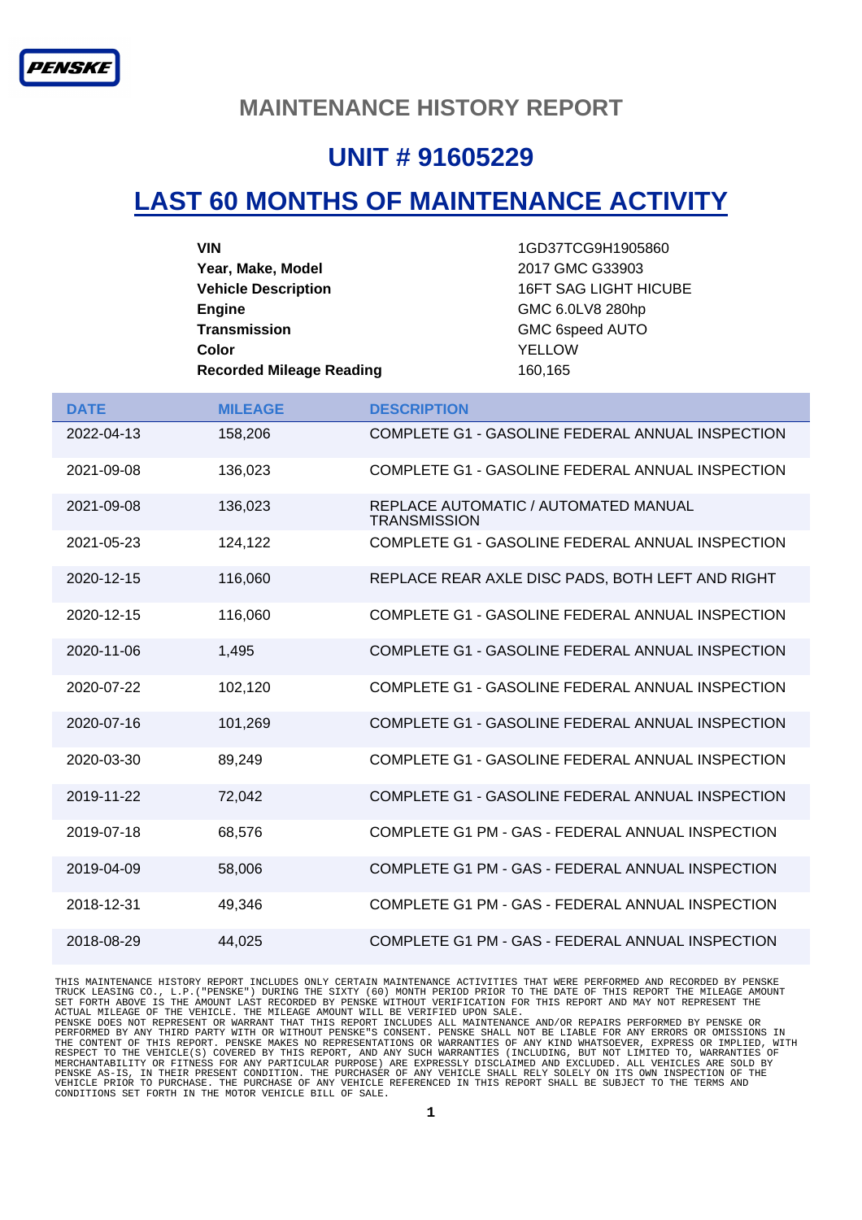PENSKE

# MAINTENANCE HISTORY REPORT

## UNIT # 91605229

## LAST 60 MONTHS OF MAINTENANCE ACTIVITY

| | |
|---|---|
| **VIN** | 1GD37TCG9H1905860 |
| **Year, Make, Model** | 2017 GMC G33903 |
| **Vehicle Description** | 16FT SAG LIGHT HICUBE |
| **Engine** | GMC 6.0LV8 280hp |
| **Transmission** | GMC 6speed AUTO |
| **Color** | YELLOW |
| **Recorded Mileage Reading** | 160,165 |

| DATE | MILEAGE | DESCRIPTION |
|---|---|---|
| 2022-04-13 | 158,206 | COMPLETE G1 - GASOLINE FEDERAL ANNUAL INSPECTION |
| 2021-09-08 | 136,023 | COMPLETE G1 - GASOLINE FEDERAL ANNUAL INSPECTION |
| 2021-09-08 | 136,023 | REPLACE AUTOMATIC / AUTOMATED MANUAL TRANSMISSION |
| 2021-05-23 | 124,122 | COMPLETE G1 - GASOLINE FEDERAL ANNUAL INSPECTION |
| 2020-12-15 | 116,060 | REPLACE REAR AXLE DISC PADS, BOTH LEFT AND RIGHT |
| 2020-12-15 | 116,060 | COMPLETE G1 - GASOLINE FEDERAL ANNUAL INSPECTION |
| 2020-11-06 | 1,495 | COMPLETE G1 - GASOLINE FEDERAL ANNUAL INSPECTION |
| 2020-07-22 | 102,120 | COMPLETE G1 - GASOLINE FEDERAL ANNUAL INSPECTION |
| 2020-07-16 | 101,269 | COMPLETE G1 - GASOLINE FEDERAL ANNUAL INSPECTION |
| 2020-03-30 | 89,249 | COMPLETE G1 - GASOLINE FEDERAL ANNUAL INSPECTION |
| 2019-11-22 | 72,042 | COMPLETE G1 - GASOLINE FEDERAL ANNUAL INSPECTION |
| 2019-07-18 | 68,576 | COMPLETE G1 PM - GAS - FEDERAL ANNUAL INSPECTION |
| 2019-04-09 | 58,006 | COMPLETE G1 PM - GAS - FEDERAL ANNUAL INSPECTION |
| 2018-12-31 | 49,346 | COMPLETE G1 PM - GAS - FEDERAL ANNUAL INSPECTION |
| 2018-08-29 | 44,025 | COMPLETE G1 PM - GAS - FEDERAL ANNUAL INSPECTION |

THIS MAINTENANCE HISTORY REPORT INCLUDES ONLY CERTAIN MAINTENANCE ACTIVITIES THAT WERE PERFORMED AND RECORDED BY PENSKE TRUCK LEASING CO., L.P.("PENSKE") DURING THE SIXTY (60) MONTH PERIOD PRIOR TO THE DATE OF THIS REPORT THE MILEAGE AMOUNT SET FORTH ABOVE IS THE AMOUNT LAST RECORDED BY PENSKE WITHOUT VERIFICATION FOR THIS REPORT AND MAY NOT REPRESENT THE ACTUAL MILEAGE OF THE VEHICLE. THE MILEAGE AMOUNT WILL BE VERIFIED UPON SALE.
PENSKE DOES NOT REPRESENT OR WARRANT THAT THIS REPORT INCLUDES ALL MAINTENANCE AND/OR REPAIRS PERFORMED BY PENSKE OR PERFORMED BY ANY THIRD PARTY WITH OR WITHOUT PENSKE"S CONSENT. PENSKE SHALL NOT BE LIABLE FOR ANY ERRORS OR OMISSIONS IN THE CONTENT OF THIS REPORT. PENSKE MAKES NO REPRESENTATIONS OR WARRANTIES OF ANY KIND WHATSOEVER, EXPRESS OR IMPLIED, WITH RESPECT TO THE VEHICLE(S) COVERED BY THIS REPORT, AND ANY SUCH WARRANTIES (INCLUDING, BUT NOT LIMITED TO, WARRANTIES OF MERCHANTABILITY OR FITNESS FOR ANY PARTICULAR PURPOSE) ARE EXPRESSLY DISCLAIMED AND EXCLUDED. ALL VEHICLES ARE SOLD BY PENSKE AS-IS, IN THEIR PRESENT CONDITION. THE PURCHASER OF ANY VEHICLE SHALL RELY SOLELY ON ITS OWN INSPECTION OF THE VEHICLE PRIOR TO PURCHASE. THE PURCHASE OF ANY VEHICLE REFERENCED IN THIS REPORT SHALL BE SUBJECT TO THE TERMS AND CONDITIONS SET FORTH IN THE MOTOR VEHICLE BILL OF SALE.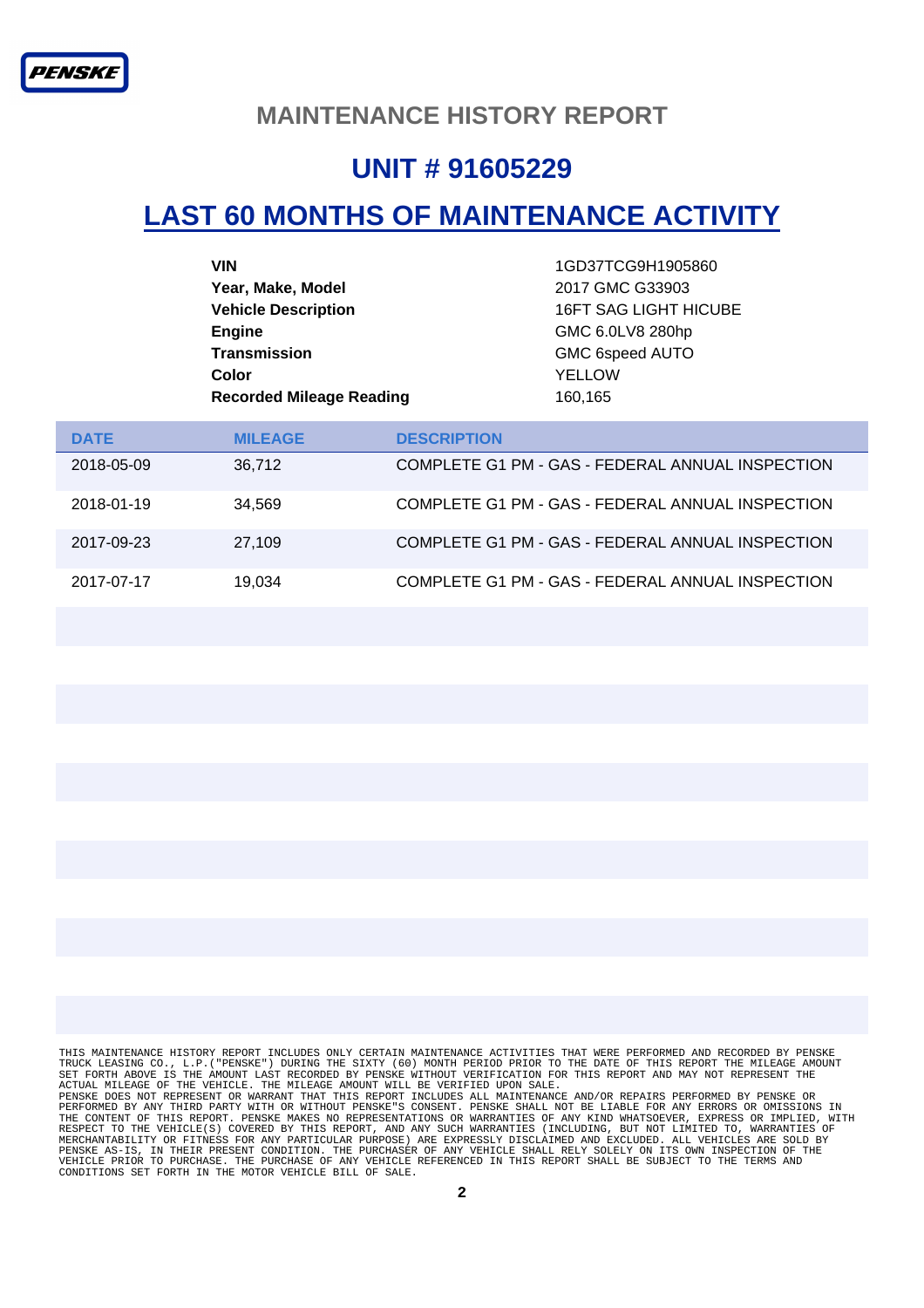PENSKE

# MAINTENANCE HISTORY REPORT

## UNIT # 91605229

## LAST 60 MONTHS OF MAINTENANCE ACTIVITY

| | |
|---|---|
| **VIN** | 1GD37TCG9H1905860 |
| **Year, Make, Model** | 2017 GMC G33903 |
| **Vehicle Description** | 16FT SAG LIGHT HICUBE |
| **Engine** | GMC 6.0LV8 280hp |
| **Transmission** | GMC 6speed AUTO |
| **Color** | YELLOW |
| **Recorded Mileage Reading** | 160,165 |

| DATE | MILEAGE | DESCRIPTION |
|---|---|---|
| 2018-05-09 | 36,712 | COMPLETE G1 PM - GAS - FEDERAL ANNUAL INSPECTION |
| 2018-01-19 | 34,569 | COMPLETE G1 PM - GAS - FEDERAL ANNUAL INSPECTION |
| 2017-09-23 | 27,109 | COMPLETE G1 PM - GAS - FEDERAL ANNUAL INSPECTION |
| 2017-07-17 | 19,034 | COMPLETE G1 PM - GAS - FEDERAL ANNUAL INSPECTION |

THIS MAINTENANCE HISTORY REPORT INCLUDES ONLY CERTAIN MAINTENANCE ACTIVITIES THAT WERE PERFORMED AND RECORDED BY PENSKE TRUCK LEASING CO., L.P.("PENSKE") DURING THE SIXTY (60) MONTH PERIOD PRIOR TO THE DATE OF THIS REPORT THE MILEAGE AMOUNT SET FORTH ABOVE IS THE AMOUNT LAST RECORDED BY PENSKE WITHOUT VERIFICATION FOR THIS REPORT AND MAY NOT REPRESENT THE ACTUAL MILEAGE OF THE VEHICLE. THE MILEAGE AMOUNT WILL BE VERIFIED UPON SALE.
PENSKE DOES NOT REPRESENT OR WARRANT THAT THIS REPORT INCLUDES ALL MAINTENANCE AND/OR REPAIRS PERFORMED BY PENSKE OR PERFORMED BY ANY THIRD PARTY WITH OR WITHOUT PENSKE"S CONSENT. PENSKE SHALL NOT BE LIABLE FOR ANY ERRORS OR OMISSIONS IN THE CONTENT OF THIS REPORT. PENSKE MAKES NO REPRESENTATIONS OR WARRANTIES OF ANY KIND WHATSOEVER, EXPRESS OR IMPLIED, WITH RESPECT TO THE VEHICLE(S) COVERED BY THIS REPORT, AND ANY SUCH WARRANTIES (INCLUDING, BUT NOT LIMITED TO, WARRANTIES OF MERCHANTABILITY OR FITNESS FOR ANY PARTICULAR PURPOSE) ARE EXPRESSLY DISCLAIMED AND EXCLUDED. ALL VEHICLES ARE SOLD BY PENSKE AS-IS, IN THEIR PRESENT CONDITION. THE PURCHASER OF ANY VEHICLE SHALL RELY SOLELY ON ITS OWN INSPECTION OF THE VEHICLE PRIOR TO PURCHASE. THE PURCHASE OF ANY VEHICLE REFERENCED IN THIS REPORT SHALL BE SUBJECT TO THE TERMS AND CONDITIONS SET FORTH IN THE MOTOR VEHICLE BILL OF SALE.